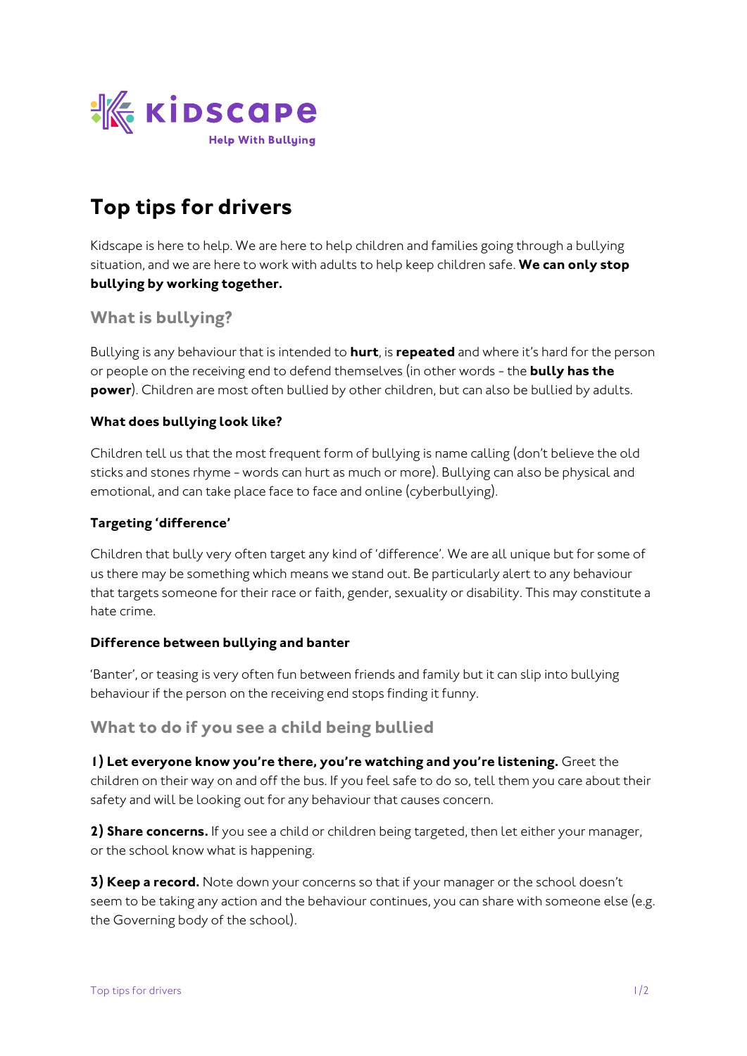Kidscape

Help With Bullying

# Top tips for drivers

Kidscape is here to help. We are here to help children and families going through a bullying situation, and we are here to work with adults to help keep children safe. **We can only stop bullying by working together.**

## What is bullying?

Bullying is any behaviour that is intended to **hurt**, is **repeated** and where it's hard for the person or people on the receiving end to defend themselves (in other words - the **bully has the power**). Children are most often bullied by other children, but can also be bullied by adults.

### What does bullying look like?

Children tell us that the most frequent form of bullying is name calling (don't believe the old sticks and stones rhyme - words can hurt as much or more). Bullying can also be physical and emotional, and can take place face to face and online (cyberbullying).

### Targeting 'difference'

Children that bully very often target any kind of 'difference'. We are all unique but for some of us there may be something which means we stand out. Be particularly alert to any behaviour that targets someone for their race or faith, gender, sexuality or disability. This may constitute a hate crime.

### Difference between bullying and banter

'Banter', or teasing is very often fun between friends and family but it can slip into bullying behaviour if the person on the receiving end stops finding it funny.

## What to do if you see a child being bullied

**1) Let everyone know you're there, you're watching and you're listening.** Greet the children on their way on and off the bus. If you feel safe to do so, tell them you care about their safety and will be looking out for any behaviour that causes concern.

**2) Share concerns.** If you see a child or children being targeted, then let either your manager, or the school know what is happening.

**3) Keep a record.** Note down your concerns so that if your manager or the school doesn't seem to be taking any action and the behaviour continues, you can share with someone else (e.g. the Governing body of the school).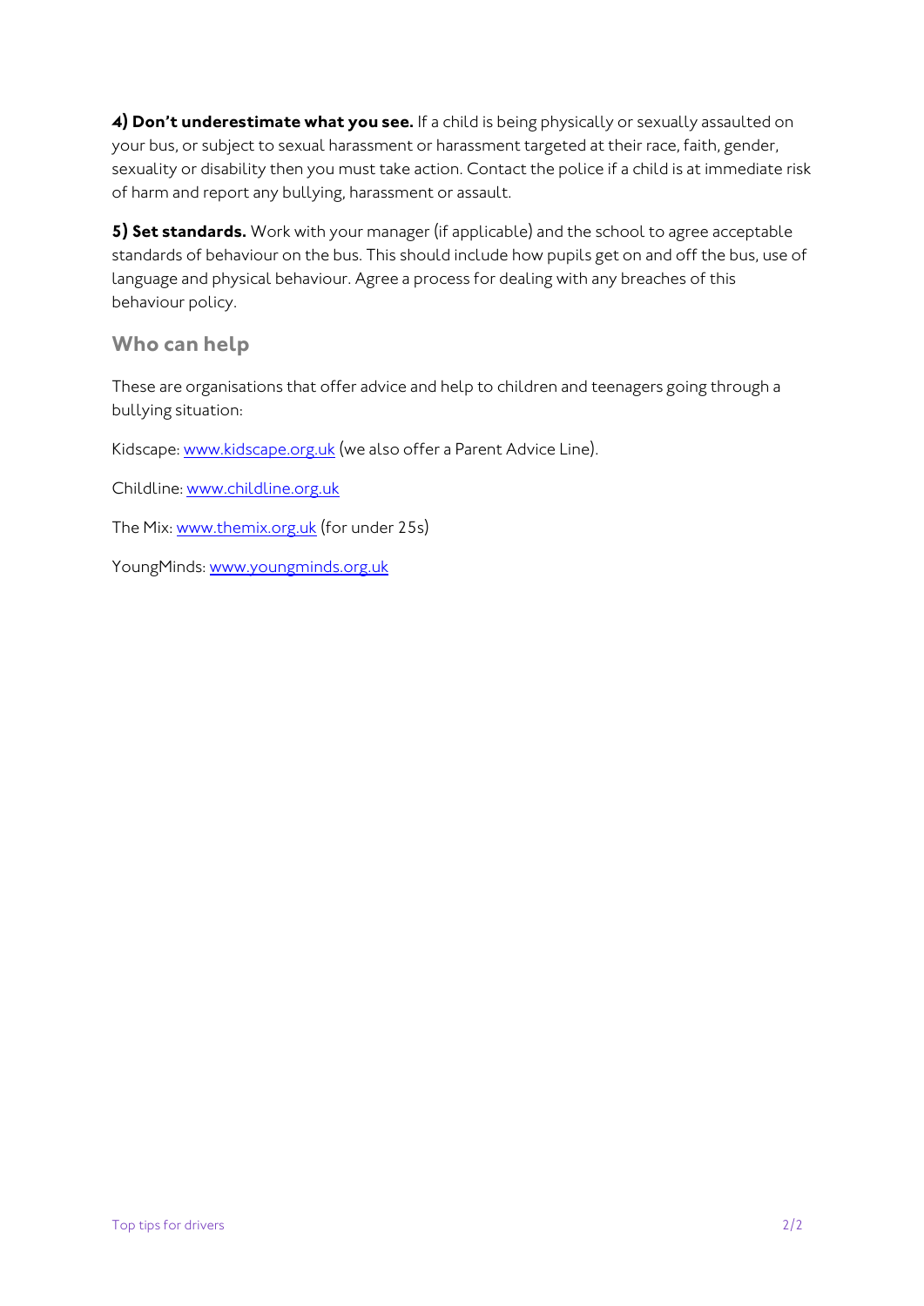**4) Don't underestimate what you see.** If a child is being physically or sexually assaulted on your bus, or subject to sexual harassment or harassment targeted at their race, faith, gender, sexuality or disability then you must take action. Contact the police if a child is at immediate risk of harm and report any bullying, harassment or assault.

**5) Set standards.** Work with your manager (if applicable) and the school to agree acceptable standards of behaviour on the bus. This should include how pupils get on and off the bus, use of language and physical behaviour. Agree a process for dealing with any breaches of this behaviour policy.

## Who can help

These are organisations that offer advice and help to children and teenagers going through a bullying situation:

Kidscape: [www.kidscape.org.uk](http://www.kidscape.org.uk) (we also offer a Parent Advice Line).

Childline: [www.childline.org.uk](http://www.childline.org.uk)

The Mix: [www.themix.org.uk](http://www.themix.org.uk) (for under 25s)

YoungMinds: [www.youngminds.org.uk](http://www.youngminds.org.uk)